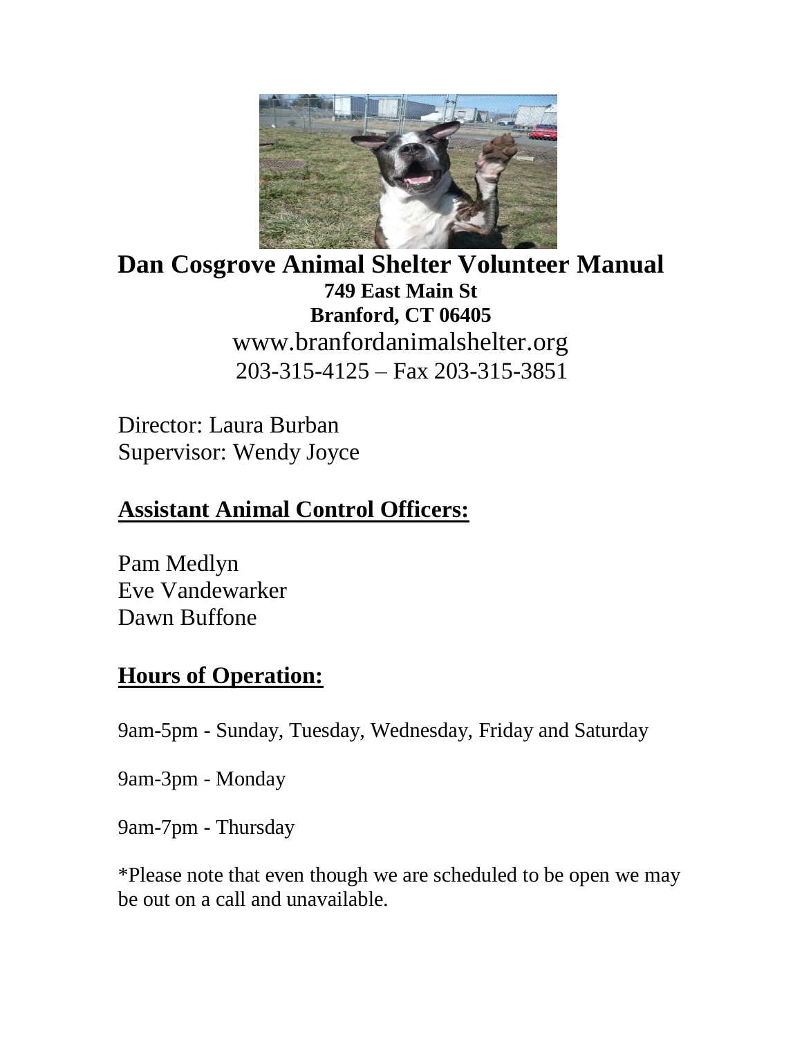# Dan Cosgrove Animal Shelter Volunteer Manual

**749 East Main St**
**Branford, CT 06405**

www.branfordanimalshelter.org
203-315-4125 – Fax 203-315-3851

Director: Laura Burban
Supervisor: Wendy Joyce

## Assistant Animal Control Officers:

Pam Medlyn
Eve Vandewarker
Dawn Buffone

## Hours of Operation:

9am-5pm - Sunday, Tuesday, Wednesday, Friday and Saturday

9am-3pm - Monday

9am-7pm - Thursday

*Please note that even though we are scheduled to be open we may be out on a call and unavailable.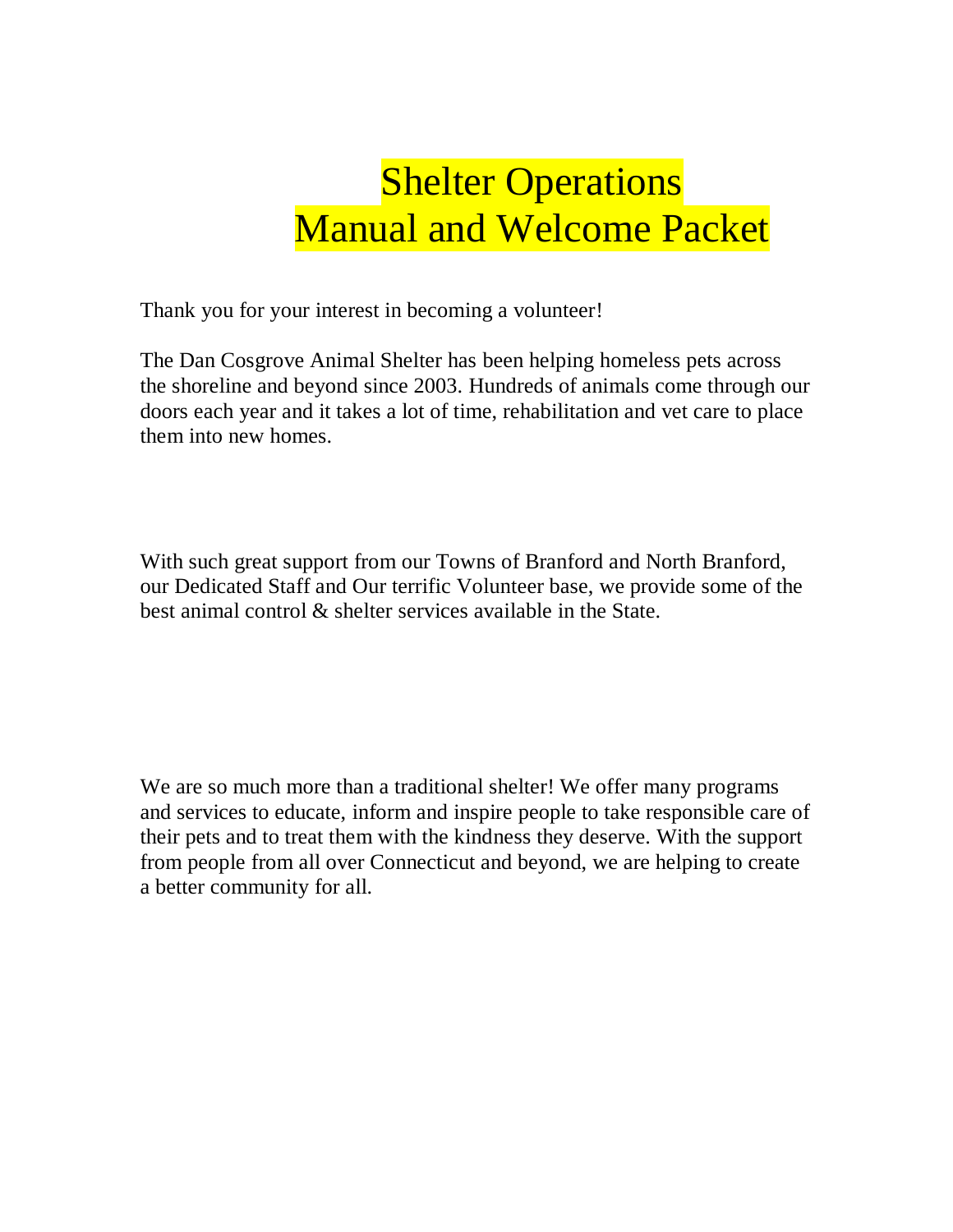# Shelter Operations
# Manual and Welcome Packet

Thank you for your interest in becoming a volunteer!

The Dan Cosgrove Animal Shelter has been helping homeless pets across the shoreline and beyond since 2003. Hundreds of animals come through our doors each year and it takes a lot of time, rehabilitation and vet care to place them into new homes.

With such great support from our Towns of Branford and North Branford, our Dedicated Staff and Our terrific Volunteer base, we provide some of the best animal control & shelter services available in the State.

We are so much more than a traditional shelter! We offer many programs and services to educate, inform and inspire people to take responsible care of their pets and to treat them with the kindness they deserve. With the support from people from all over Connecticut and beyond, we are helping to create a better community for all.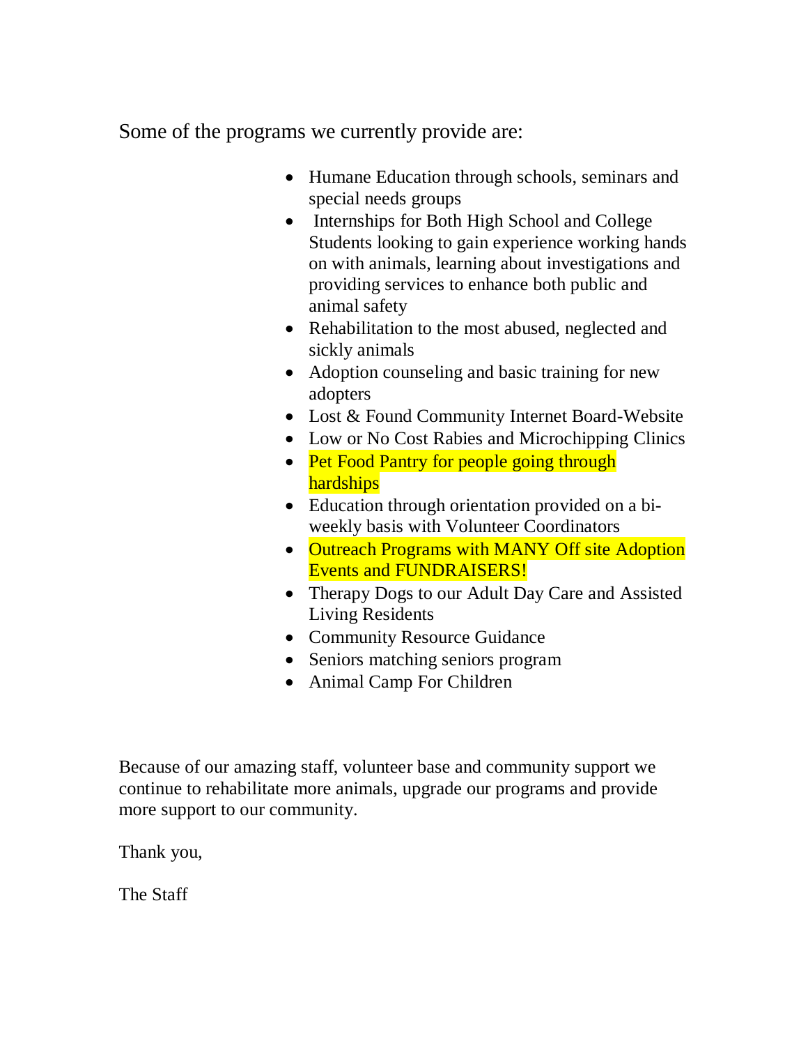Some of the programs we currently provide are:

- Humane Education through schools, seminars and special needs groups
- Internships for Both High School and College Students looking to gain experience working hands on with animals, learning about investigations and providing services to enhance both public and animal safety
- Rehabilitation to the most abused, neglected and sickly animals
- Adoption counseling and basic training for new adopters
- Lost & Found Community Internet Board-Website
- Low or No Cost Rabies and Microchipping Clinics
- Pet Food Pantry for people going through hardships
- Education through orientation provided on a bi-weekly basis with Volunteer Coordinators
- Outreach Programs with MANY Off site Adoption Events and FUNDRAISERS!
- Therapy Dogs to our Adult Day Care and Assisted Living Residents
- Community Resource Guidance
- Seniors matching seniors program
- Animal Camp For Children

Because of our amazing staff, volunteer base and community support we continue to rehabilitate more animals, upgrade our programs and provide more support to our community.

Thank you,

The Staff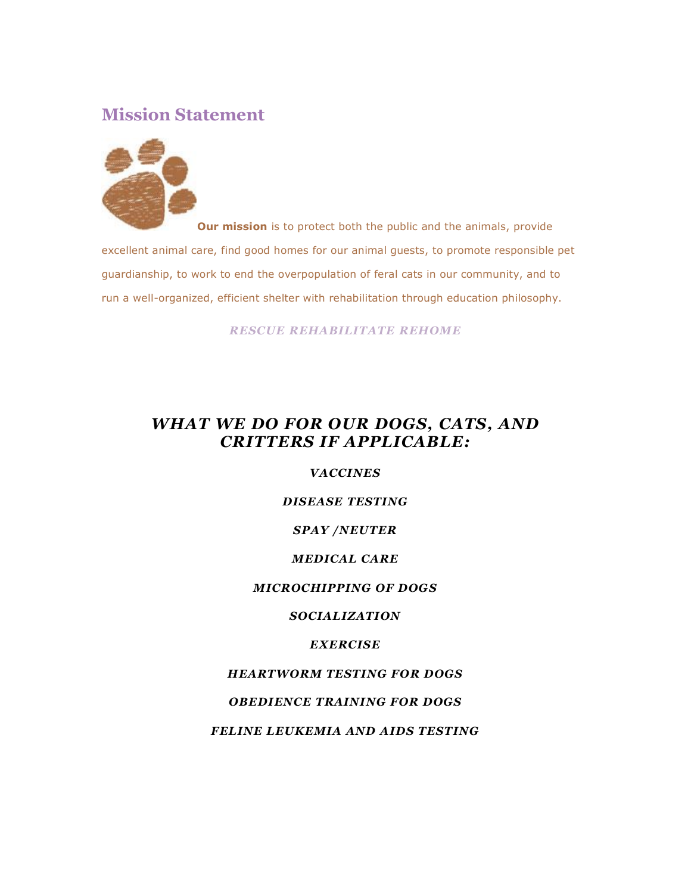## Mission Statement

**Our mission** is to protect both the public and the animals, provide excellent animal care, find good homes for our animal guests, to promote responsible pet guardianship, to work to end the overpopulation of feral cats in our community, and to run a well-organized, efficient shelter with rehabilitation through education philosophy.

***RESCUE REHABILITATE REHOME***

## *WHAT WE DO FOR OUR DOGS, CATS, AND CRITTERS IF APPLICABLE:*

***VACCINES***

***DISEASE TESTING***

***SPAY /NEUTER***

***MEDICAL CARE***

***MICROCHIPPING OF DOGS***

***SOCIALIZATION***

***EXERCISE***

***HEARTWORM TESTING FOR DOGS***

***OBEDIENCE TRAINING FOR DOGS***

***FELINE LEUKEMIA AND AIDS TESTING***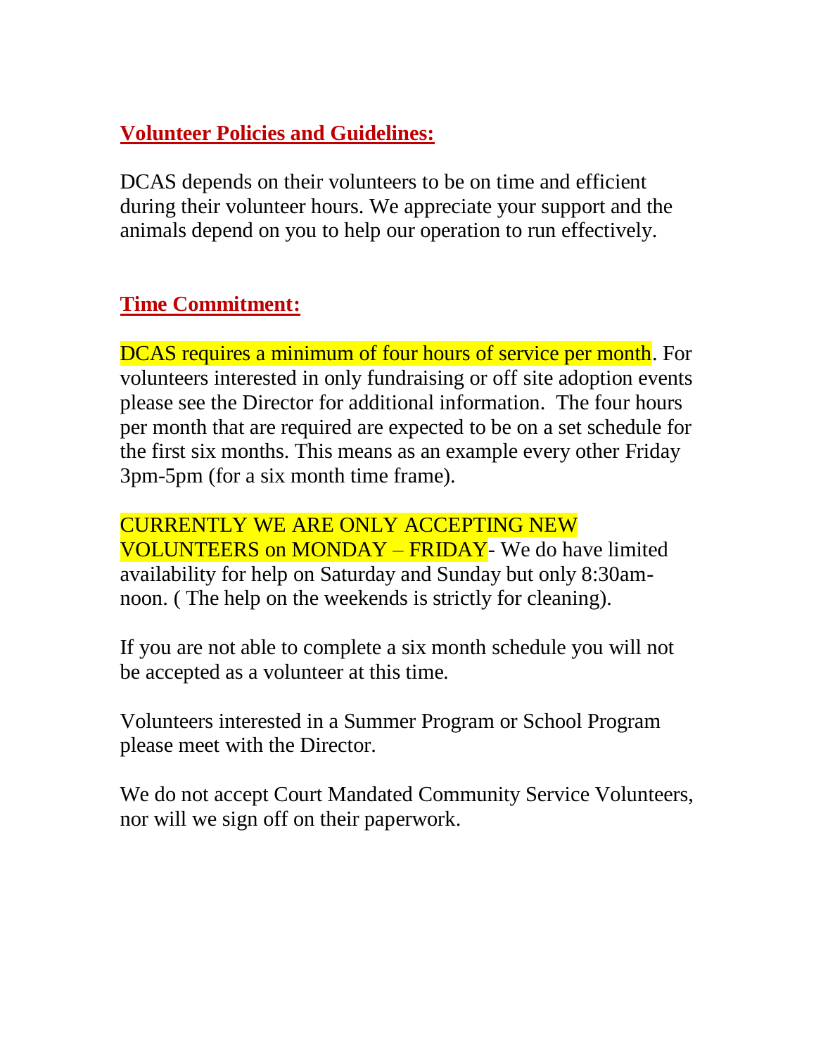## Volunteer Policies and Guidelines:

DCAS depends on their volunteers to be on time and efficient during their volunteer hours. We appreciate your support and the animals depend on you to help our operation to run effectively.

## Time Commitment:

DCAS requires a minimum of four hours of service per month. For volunteers interested in only fundraising or off site adoption events please see the Director for additional information. The four hours per month that are required are expected to be on a set schedule for the first six months. This means as an example every other Friday 3pm-5pm (for a six month time frame).

CURRENTLY WE ARE ONLY ACCEPTING NEW VOLUNTEERS on MONDAY – FRIDAY- We do have limited availability for help on Saturday and Sunday but only 8:30am-noon. ( The help on the weekends is strictly for cleaning).

If you are not able to complete a six month schedule you will not be accepted as a volunteer at this time.

Volunteers interested in a Summer Program or School Program please meet with the Director.

We do not accept Court Mandated Community Service Volunteers, nor will we sign off on their paperwork.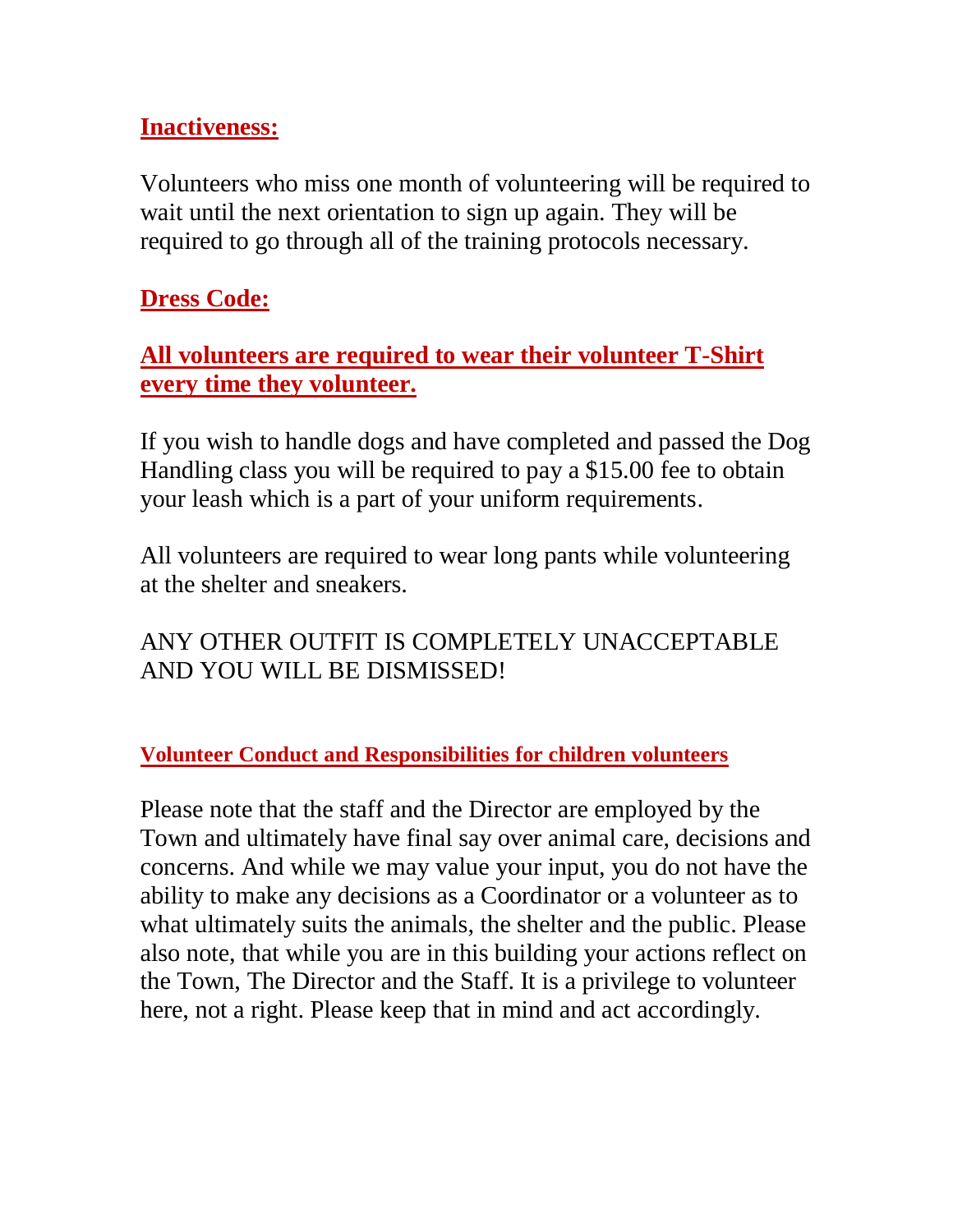## Inactiveness:

Volunteers who miss one month of volunteering will be required to wait until the next orientation to sign up again. They will be required to go through all of the training protocols necessary.

## Dress Code:

**All volunteers are required to wear their volunteer T-Shirt every time they volunteer.**

If you wish to handle dogs and have completed and passed the Dog Handling class you will be required to pay a $15.00 fee to obtain your leash which is a part of your uniform requirements.

All volunteers are required to wear long pants while volunteering at the shelter and sneakers.

ANY OTHER OUTFIT IS COMPLETELY UNACCEPTABLE AND YOU WILL BE DISMISSED!

### Volunteer Conduct and Responsibilities for children volunteers

Please note that the staff and the Director are employed by the Town and ultimately have final say over animal care, decisions and concerns. And while we may value your input, you do not have the ability to make any decisions as a Coordinator or a volunteer as to what ultimately suits the animals, the shelter and the public. Please also note, that while you are in this building your actions reflect on the Town, The Director and the Staff. It is a privilege to volunteer here, not a right. Please keep that in mind and act accordingly.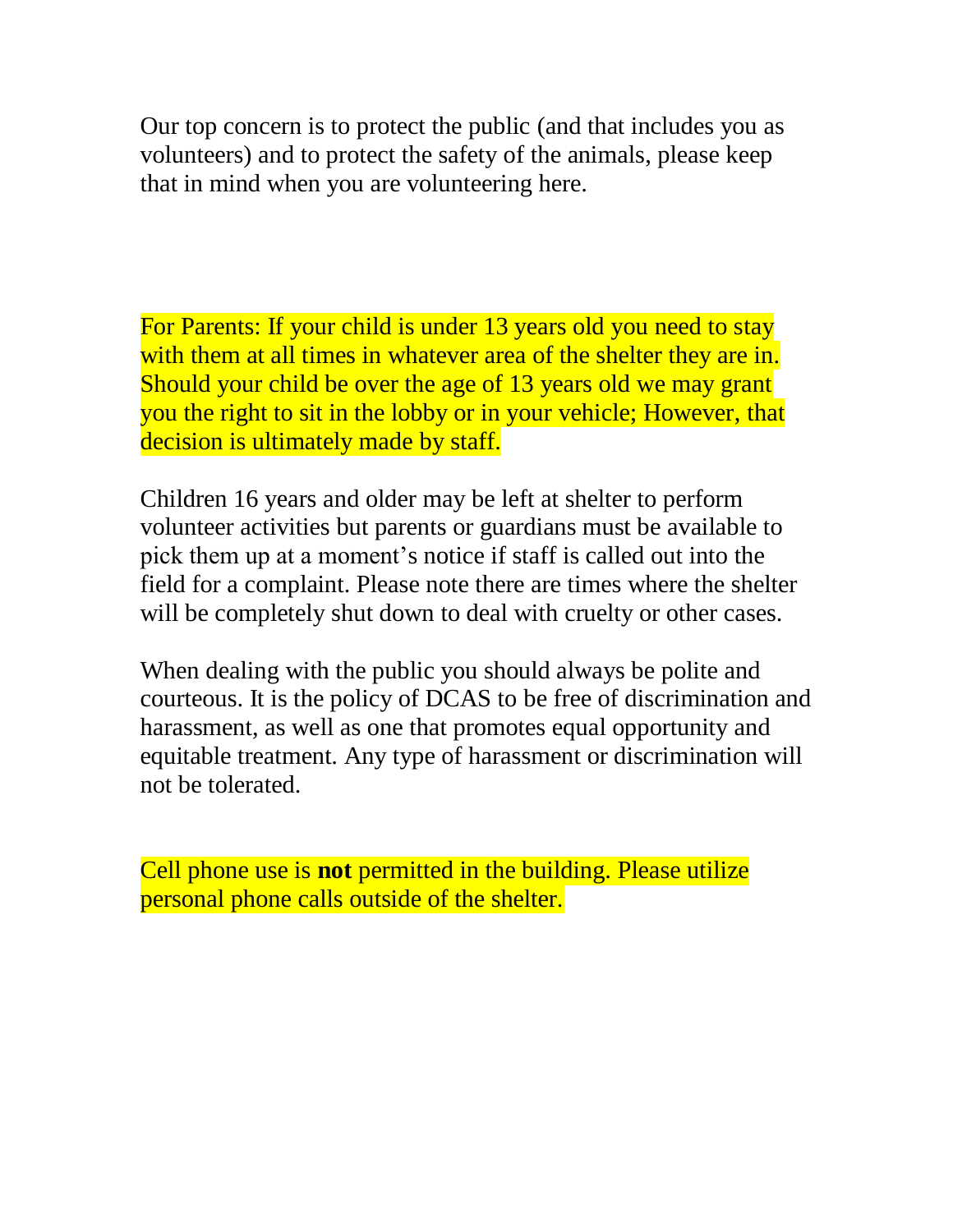Our top concern is to protect the public (and that includes you as volunteers) and to protect the safety of the animals, please keep that in mind when you are volunteering here.

For Parents: If your child is under 13 years old you need to stay with them at all times in whatever area of the shelter they are in. Should your child be over the age of 13 years old we may grant you the right to sit in the lobby or in your vehicle; However, that decision is ultimately made by staff.

Children 16 years and older may be left at shelter to perform volunteer activities but parents or guardians must be available to pick them up at a moment's notice if staff is called out into the field for a complaint. Please note there are times where the shelter will be completely shut down to deal with cruelty or other cases.

When dealing with the public you should always be polite and courteous. It is the policy of DCAS to be free of discrimination and harassment, as well as one that promotes equal opportunity and equitable treatment. Any type of harassment or discrimination will not be tolerated.

Cell phone use is **not** permitted in the building. Please utilize personal phone calls outside of the shelter.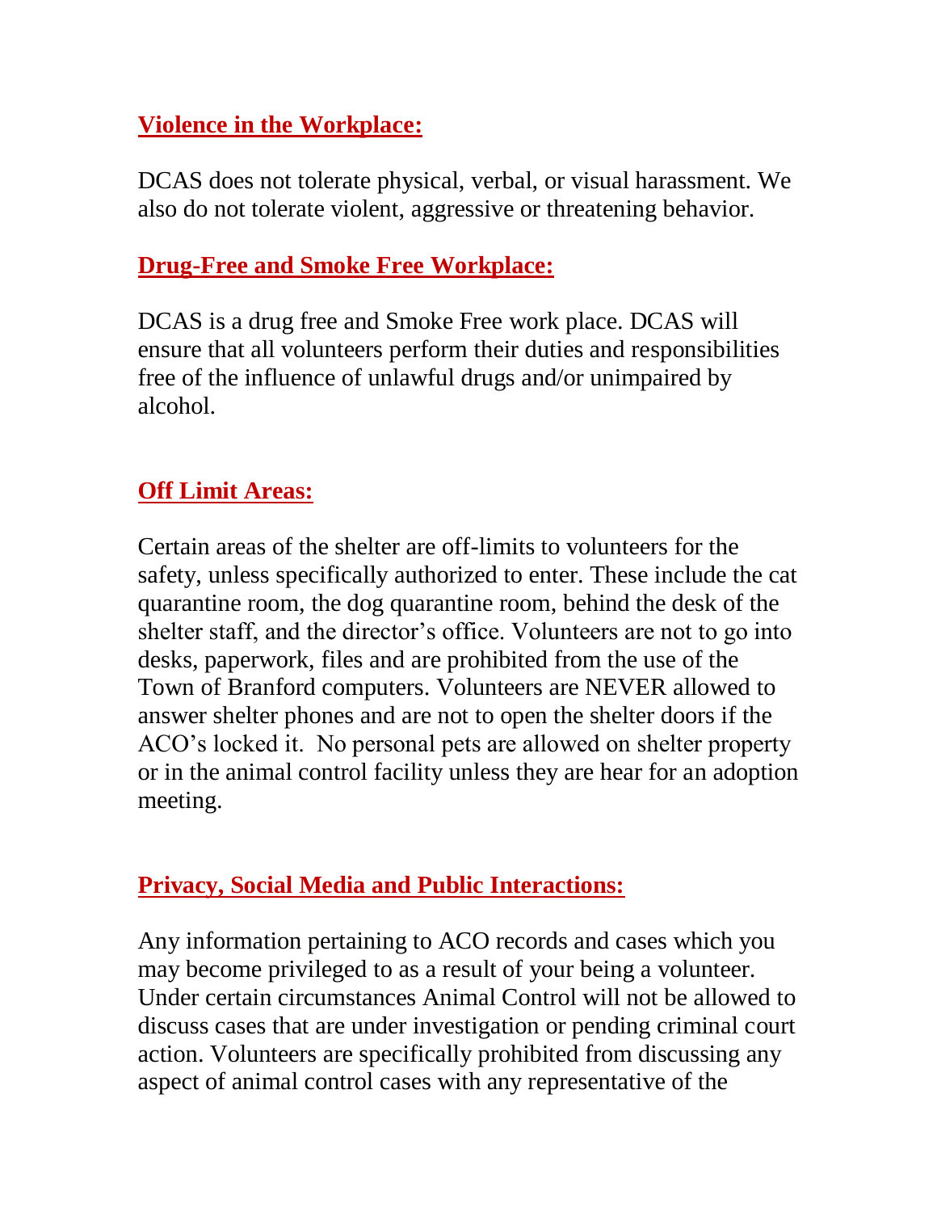## Violence in the Workplace:

DCAS does not tolerate physical, verbal, or visual harassment. We also do not tolerate violent, aggressive or threatening behavior.

## Drug-Free and Smoke Free Workplace:

DCAS is a drug free and Smoke Free work place. DCAS will ensure that all volunteers perform their duties and responsibilities free of the influence of unlawful drugs and/or unimpaired by alcohol.

## Off Limit Areas:

Certain areas of the shelter are off-limits to volunteers for the safety, unless specifically authorized to enter. These include the cat quarantine room, the dog quarantine room, behind the desk of the shelter staff, and the director's office. Volunteers are not to go into desks, paperwork, files and are prohibited from the use of the Town of Branford computers. Volunteers are NEVER allowed to answer shelter phones and are not to open the shelter doors if the ACO's locked it. No personal pets are allowed on shelter property or in the animal control facility unless they are hear for an adoption meeting.

## Privacy, Social Media and Public Interactions:

Any information pertaining to ACO records and cases which you may become privileged to as a result of your being a volunteer. Under certain circumstances Animal Control will not be allowed to discuss cases that are under investigation or pending criminal court action. Volunteers are specifically prohibited from discussing any aspect of animal control cases with any representative of the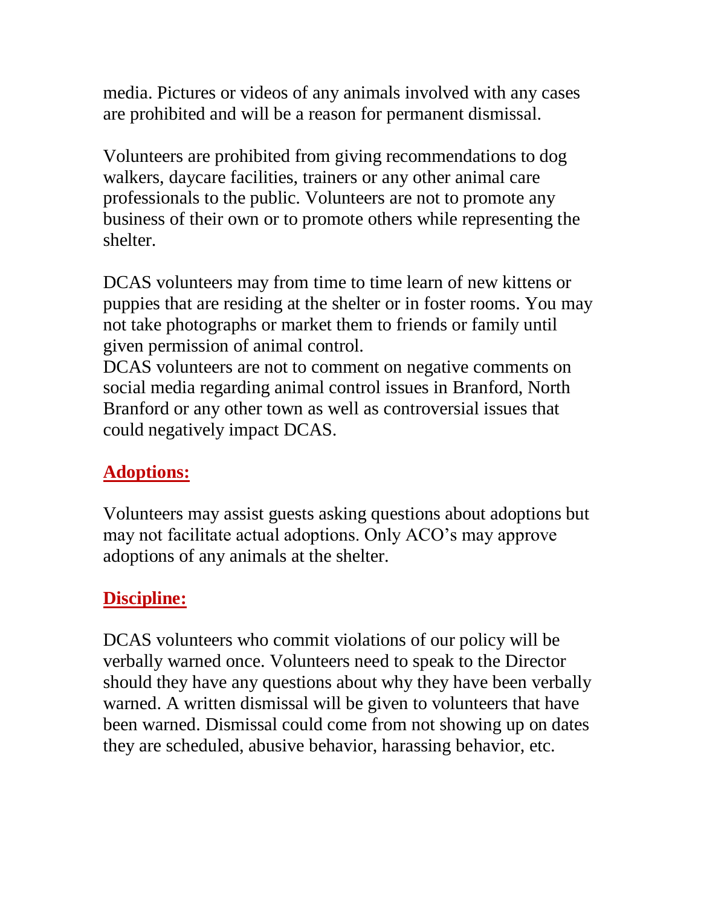media. Pictures or videos of any animals involved with any cases are prohibited and will be a reason for permanent dismissal.

Volunteers are prohibited from giving recommendations to dog walkers, daycare facilities, trainers or any other animal care professionals to the public. Volunteers are not to promote any business of their own or to promote others while representing the shelter.

DCAS volunteers may from time to time learn of new kittens or puppies that are residing at the shelter or in foster rooms. You may not take photographs or market them to friends or family until given permission of animal control.
DCAS volunteers are not to comment on negative comments on social media regarding animal control issues in Branford, North Branford or any other town as well as controversial issues that could negatively impact DCAS.

## Adoptions:

Volunteers may assist guests asking questions about adoptions but may not facilitate actual adoptions. Only ACO's may approve adoptions of any animals at the shelter.

## Discipline:

DCAS volunteers who commit violations of our policy will be verbally warned once. Volunteers need to speak to the Director should they have any questions about why they have been verbally warned. A written dismissal will be given to volunteers that have been warned. Dismissal could come from not showing up on dates they are scheduled, abusive behavior, harassing behavior, etc.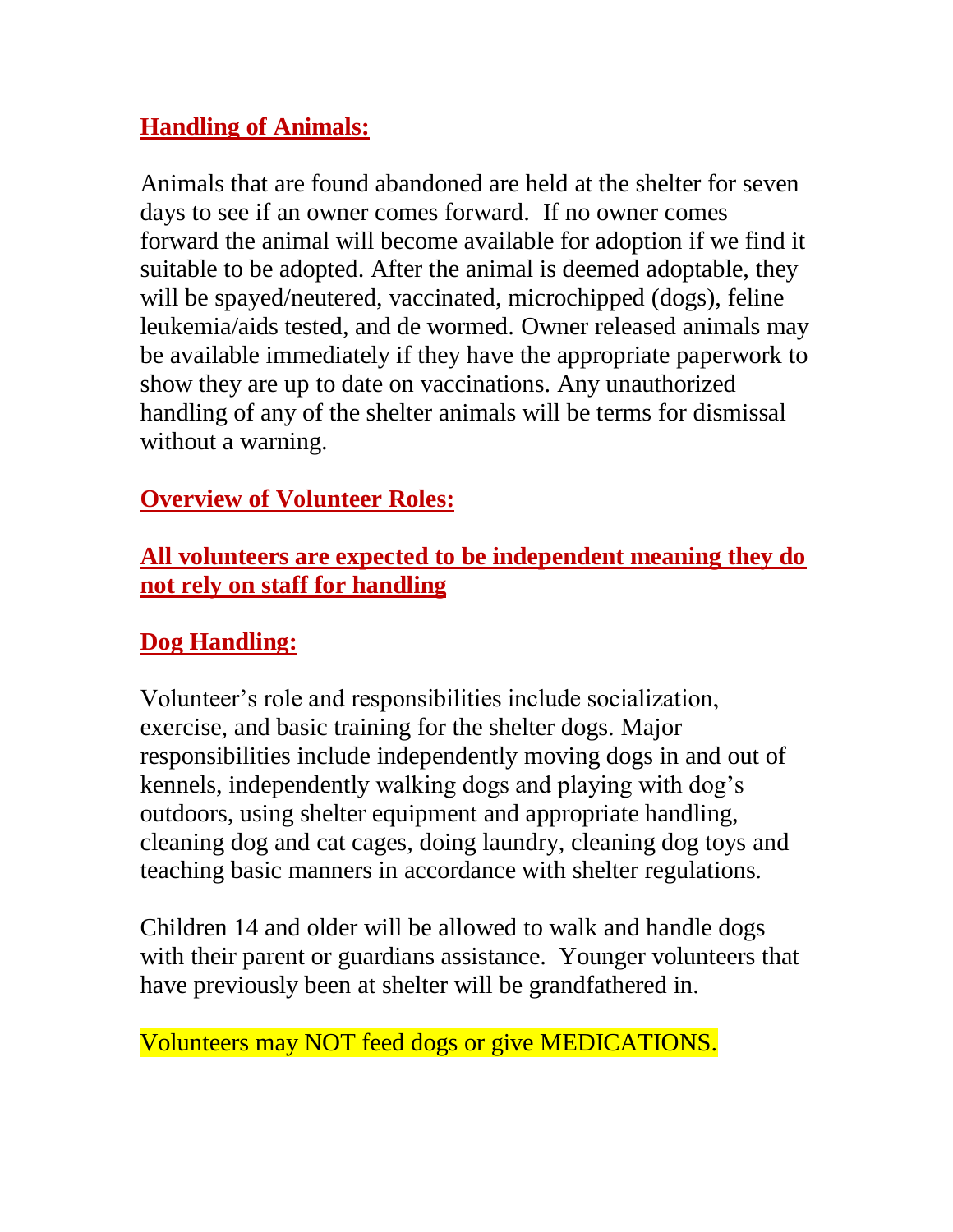## Handling of Animals:

Animals that are found abandoned are held at the shelter for seven days to see if an owner comes forward. If no owner comes forward the animal will become available for adoption if we find it suitable to be adopted. After the animal is deemed adoptable, they will be spayed/neutered, vaccinated, microchipped (dogs), feline leukemia/aids tested, and de wormed. Owner released animals may be available immediately if they have the appropriate paperwork to show they are up to date on vaccinations. Any unauthorized handling of any of the shelter animals will be terms for dismissal without a warning.

## Overview of Volunteer Roles:

## All volunteers are expected to be independent meaning they do not rely on staff for handling

## Dog Handling:

Volunteer's role and responsibilities include socialization, exercise, and basic training for the shelter dogs. Major responsibilities include independently moving dogs in and out of kennels, independently walking dogs and playing with dog's outdoors, using shelter equipment and appropriate handling, cleaning dog and cat cages, doing laundry, cleaning dog toys and teaching basic manners in accordance with shelter regulations.

Children 14 and older will be allowed to walk and handle dogs with their parent or guardians assistance. Younger volunteers that have previously been at shelter will be grandfathered in.

Volunteers may NOT feed dogs or give MEDICATIONS.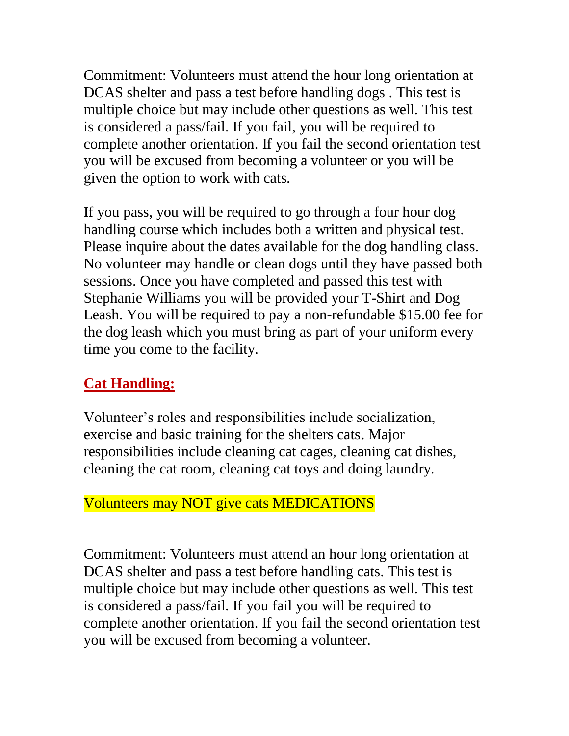Commitment: Volunteers must attend the hour long orientation at DCAS shelter and pass a test before handling dogs . This test is multiple choice but may include other questions as well. This test is considered a pass/fail. If you fail, you will be required to complete another orientation. If you fail the second orientation test you will be excused from becoming a volunteer or you will be given the option to work with cats.

If you pass, you will be required to go through a four hour dog handling course which includes both a written and physical test. Please inquire about the dates available for the dog handling class. No volunteer may handle or clean dogs until they have passed both sessions. Once you have completed and passed this test with Stephanie Williams you will be provided your T-Shirt and Dog Leash. You will be required to pay a non-refundable $15.00 fee for the dog leash which you must bring as part of your uniform every time you come to the facility.

## **Cat Handling:**

Volunteer's roles and responsibilities include socialization, exercise and basic training for the shelters cats. Major responsibilities include cleaning cat cages, cleaning cat dishes, cleaning the cat room, cleaning cat toys and doing laundry.

Volunteers may NOT give cats MEDICATIONS

Commitment: Volunteers must attend an hour long orientation at DCAS shelter and pass a test before handling cats. This test is multiple choice but may include other questions as well. This test is considered a pass/fail. If you fail you will be required to complete another orientation. If you fail the second orientation test you will be excused from becoming a volunteer.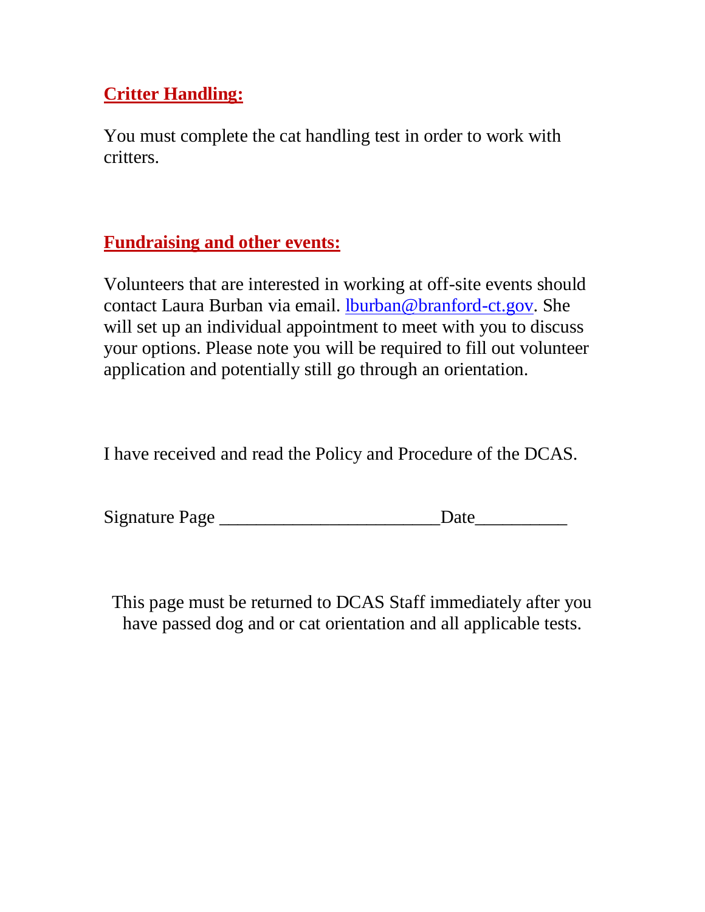## Critter Handling:

You must complete the cat handling test in order to work with critters.

## Fundraising and other events:

Volunteers that are interested in working at off-site events should contact Laura Burban via email. lburban@branford-ct.gov. She will set up an individual appointment to meet with you to discuss your options. Please note you will be required to fill out volunteer application and potentially still go through an orientation.

I have received and read the Policy and Procedure of the DCAS.

Signature Page ________________________Date__________

This page must be returned to DCAS Staff immediately after you have passed dog and or cat orientation and all applicable tests.